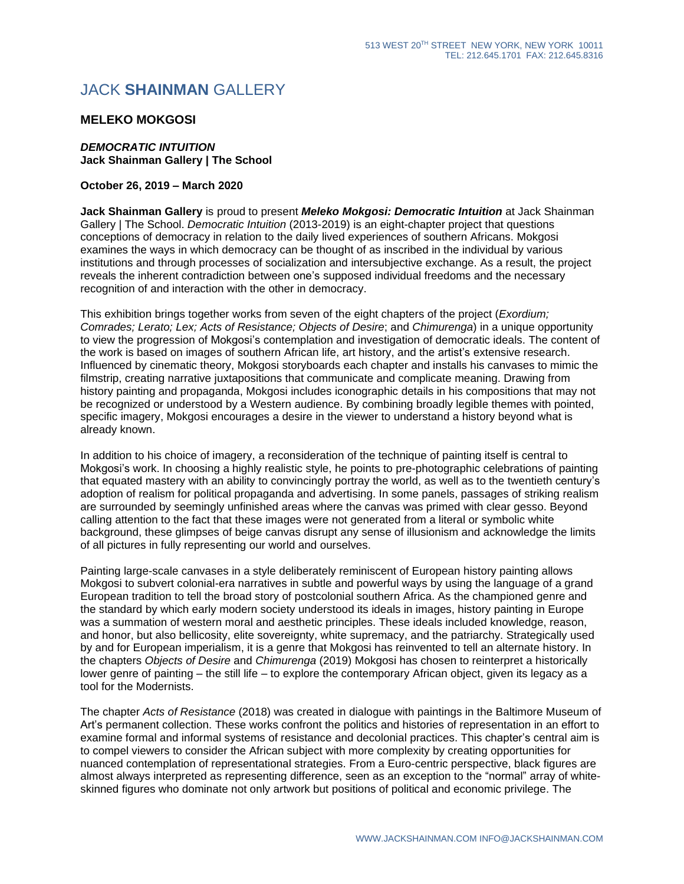# JACK **SHAINMAN** GALLERY

## MELEKO MOKGOSI

***DEMOCRATIC INTUITION***
**Jack Shainman Gallery | The School**

**October 26, 2019 – March 2020**

**Jack Shainman Gallery** is proud to present ***Meleko Mokgosi: Democratic Intuition*** at Jack Shainman Gallery | The School. *Democratic Intuition* (2013-2019) is an eight-chapter project that questions conceptions of democracy in relation to the daily lived experiences of southern Africans. Mokgosi examines the ways in which democracy can be thought of as inscribed in the individual by various institutions and through processes of socialization and intersubjective exchange. As a result, the project reveals the inherent contradiction between one's supposed individual freedoms and the necessary recognition of and interaction with the other in democracy.

This exhibition brings together works from seven of the eight chapters of the project (*Exordium; Comrades; Lerato; Lex; Acts of Resistance; Objects of Desire*; and *Chimurenga*) in a unique opportunity to view the progression of Mokgosi's contemplation and investigation of democratic ideals. The content of the work is based on images of southern African life, art history, and the artist's extensive research. Influenced by cinematic theory, Mokgosi storyboards each chapter and installs his canvases to mimic the filmstrip, creating narrative juxtapositions that communicate and complicate meaning. Drawing from history painting and propaganda, Mokgosi includes iconographic details in his compositions that may not be recognized or understood by a Western audience. By combining broadly legible themes with pointed, specific imagery, Mokgosi encourages a desire in the viewer to understand a history beyond what is already known.

In addition to his choice of imagery, a reconsideration of the technique of painting itself is central to Mokgosi's work. In choosing a highly realistic style, he points to pre-photographic celebrations of painting that equated mastery with an ability to convincingly portray the world, as well as to the twentieth century's adoption of realism for political propaganda and advertising. In some panels, passages of striking realism are surrounded by seemingly unfinished areas where the canvas was primed with clear gesso. Beyond calling attention to the fact that these images were not generated from a literal or symbolic white background, these glimpses of beige canvas disrupt any sense of illusionism and acknowledge the limits of all pictures in fully representing our world and ourselves.

Painting large-scale canvases in a style deliberately reminiscent of European history painting allows Mokgosi to subvert colonial-era narratives in subtle and powerful ways by using the language of a grand European tradition to tell the broad story of postcolonial southern Africa. As the championed genre and the standard by which early modern society understood its ideals in images, history painting in Europe was a summation of western moral and aesthetic principles. These ideals included knowledge, reason, and honor, but also bellicosity, elite sovereignty, white supremacy, and the patriarchy. Strategically used by and for European imperialism, it is a genre that Mokgosi has reinvented to tell an alternate history. In the chapters *Objects of Desire* and *Chimurenga* (2019) Mokgosi has chosen to reinterpret a historically lower genre of painting – the still life – to explore the contemporary African object, given its legacy as a tool for the Modernists.

The chapter *Acts of Resistance* (2018) was created in dialogue with paintings in the Baltimore Museum of Art's permanent collection. These works confront the politics and histories of representation in an effort to examine formal and informal systems of resistance and decolonial practices. This chapter's central aim is to compel viewers to consider the African subject with more complexity by creating opportunities for nuanced contemplation of representational strategies. From a Euro-centric perspective, black figures are almost always interpreted as representing difference, seen as an exception to the "normal" array of white-skinned figures who dominate not only artwork but positions of political and economic privilege. The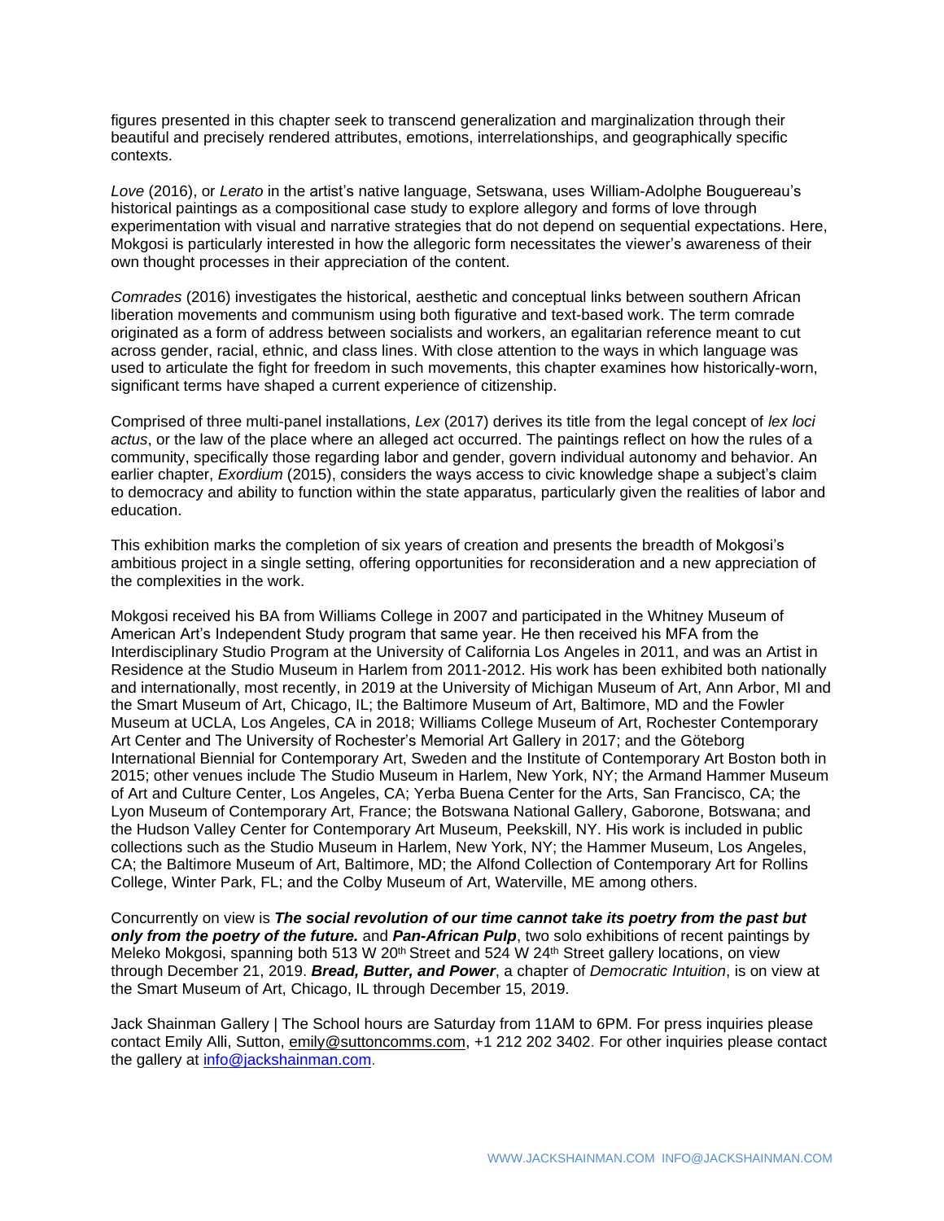figures presented in this chapter seek to transcend generalization and marginalization through their beautiful and precisely rendered attributes, emotions, interrelationships, and geographically specific contexts.

*Love* (2016), or *Lerato* in the artist's native language, Setswana, uses William-Adolphe Bouguereau's historical paintings as a compositional case study to explore allegory and forms of love through experimentation with visual and narrative strategies that do not depend on sequential expectations. Here, Mokgosi is particularly interested in how the allegoric form necessitates the viewer's awareness of their own thought processes in their appreciation of the content.

*Comrades* (2016) investigates the historical, aesthetic and conceptual links between southern African liberation movements and communism using both figurative and text-based work. The term comrade originated as a form of address between socialists and workers, an egalitarian reference meant to cut across gender, racial, ethnic, and class lines. With close attention to the ways in which language was used to articulate the fight for freedom in such movements, this chapter examines how historically-worn, significant terms have shaped a current experience of citizenship.

Comprised of three multi-panel installations, *Lex* (2017) derives its title from the legal concept of *lex loci actus*, or the law of the place where an alleged act occurred. The paintings reflect on how the rules of a community, specifically those regarding labor and gender, govern individual autonomy and behavior. An earlier chapter, *Exordium* (2015), considers the ways access to civic knowledge shape a subject's claim to democracy and ability to function within the state apparatus, particularly given the realities of labor and education.

This exhibition marks the completion of six years of creation and presents the breadth of Mokgosi's ambitious project in a single setting, offering opportunities for reconsideration and a new appreciation of the complexities in the work.

Mokgosi received his BA from Williams College in 2007 and participated in the Whitney Museum of American Art's Independent Study program that same year. He then received his MFA from the Interdisciplinary Studio Program at the University of California Los Angeles in 2011, and was an Artist in Residence at the Studio Museum in Harlem from 2011-2012. His work has been exhibited both nationally and internationally, most recently, in 2019 at the University of Michigan Museum of Art, Ann Arbor, MI and the Smart Museum of Art, Chicago, IL; the Baltimore Museum of Art, Baltimore, MD and the Fowler Museum at UCLA, Los Angeles, CA in 2018; Williams College Museum of Art, Rochester Contemporary Art Center and The University of Rochester's Memorial Art Gallery in 2017; and the Göteborg International Biennial for Contemporary Art, Sweden and the Institute of Contemporary Art Boston both in 2015; other venues include The Studio Museum in Harlem, New York, NY; the Armand Hammer Museum of Art and Culture Center, Los Angeles, CA; Yerba Buena Center for the Arts, San Francisco, CA; the Lyon Museum of Contemporary Art, France; the Botswana National Gallery, Gaborone, Botswana; and the Hudson Valley Center for Contemporary Art Museum, Peekskill, NY. His work is included in public collections such as the Studio Museum in Harlem, New York, NY; the Hammer Museum, Los Angeles, CA; the Baltimore Museum of Art, Baltimore, MD; the Alfond Collection of Contemporary Art for Rollins College, Winter Park, FL; and the Colby Museum of Art, Waterville, ME among others.

Concurrently on view is ***The social revolution of our time cannot take its poetry from the past but only from the poetry of the future.*** and ***Pan-African Pulp***, two solo exhibitions of recent paintings by Meleko Mokgosi, spanning both 513 W 20th Street and 524 W 24th Street gallery locations, on view through December 21, 2019. ***Bread, Butter, and Power***, a chapter of *Democratic Intuition*, is on view at the Smart Museum of Art, Chicago, IL through December 15, 2019.

Jack Shainman Gallery | The School hours are Saturday from 11AM to 6PM. For press inquiries please contact Emily Alli, Sutton, emily@suttoncomms.com, +1 212 202 3402. For other inquiries please contact the gallery at info@jackshainman.com.